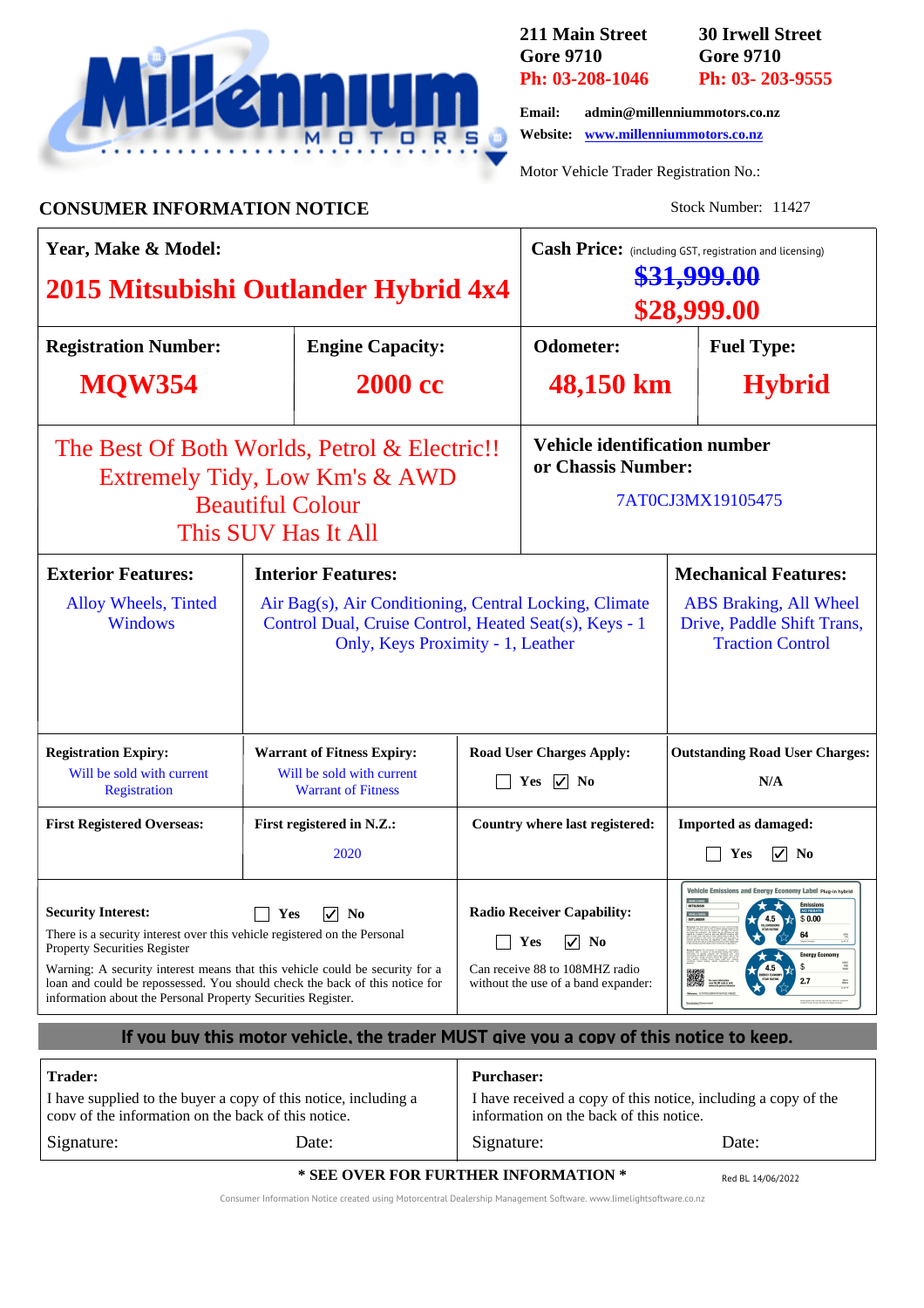**Millennium MOTORS**

211 Main Street
Gore 9710
Ph: 03-208-1046

30 Irwell Street
Gore 9710
Ph: 03- 203-9555

Email: admin@millenniummotors.co.nz
Website: www.millenniummotors.co.nz

Motor Vehicle Trader Registration No.:

## CONSUMER INFORMATION NOTICE

Stock Number: 11427

| Year, Make & Model: | | Cash Price: (including GST, registration and licensing) | |
|---|---|---|---|
| **2015 Mitsubishi Outlander Hybrid 4x4** | | ~~$31,999.00~~ **$28,999.00** | |
| **Registration Number:** MQW354 | **Engine Capacity:** 2000 cc | **Odometer:** 48,150 km | **Fuel Type:** Hybrid |

The Best Of Both Worlds, Petrol & Electric!!
Extremely Tidy, Low Km's & AWD
Beautiful Colour
This SUV Has It All

**Vehicle identification number or Chassis Number:** 7AT0CJ3MX19105475

| Exterior Features: | Interior Features: | Mechanical Features: |
|---|---|---|
| Alloy Wheels, Tinted Windows | Air Bag(s), Air Conditioning, Central Locking, Climate Control Dual, Cruise Control, Heated Seat(s), Keys - 1 Only, Keys Proximity - 1, Leather | ABS Braking, All Wheel Drive, Paddle Shift Trans, Traction Control |

| Registration Expiry: | Warrant of Fitness Expiry: | Road User Charges Apply: | Outstanding Road User Charges: |
|---|---|---|---|
| Will be sold with current Registration | Will be sold with current Warrant of Fitness | ☐ Yes ☑ No | N/A |
| **First Registered Overseas:** | **First registered in N.Z.:** 2020 | **Country where last registered:** | **Imported as damaged:** ☐ Yes ☑ No |

**Security Interest:** ☐ Yes ☑ No

There is a security interest over this vehicle registered on the Personal Property Securities Register

Warning: A security interest means that this vehicle could be security for a loan and could be repossessed. You should check the back of this notice for information about the Personal Property Securities Register.

**Radio Receiver Capability:** ☐ Yes ☑ No

Can receive 88 to 108MHZ radio without the use of a band expander:

**If you buy this motor vehicle, the trader MUST give you a copy of this notice to keep.**

| Trader: | Purchaser: |
|---|---|
| I have supplied to the buyer a copy of this notice, including a copy of the information on the back of this notice. | I have received a copy of this notice, including a copy of the information on the back of this notice. |
| Signature: Date: | Signature: Date: |

**\* SEE OVER FOR FURTHER INFORMATION \***

Red BL 14/06/2022

Consumer Information Notice created using Motorcentral Dealership Management Software. www.limelightsoftware.co.nz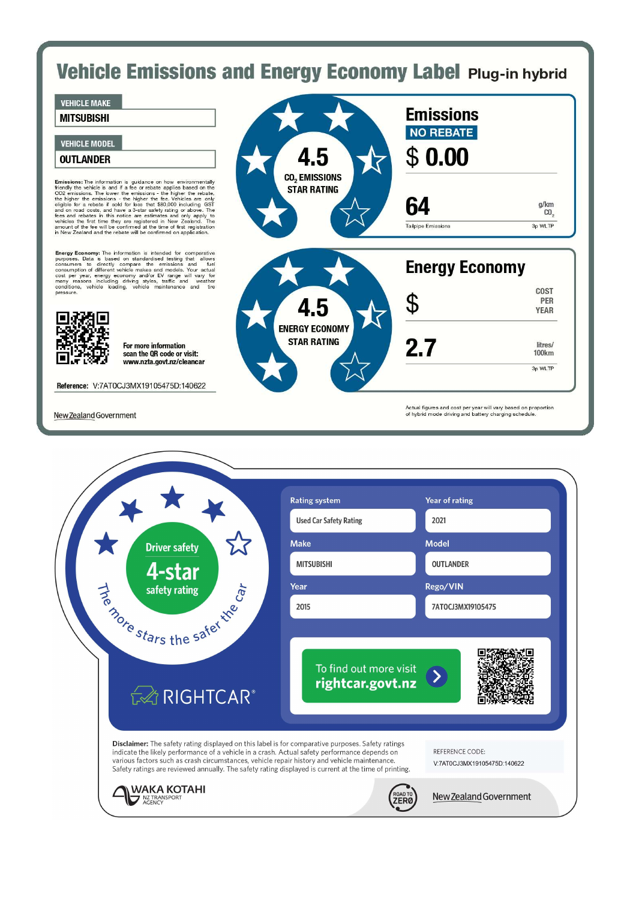# Vehicle Emissions and Energy Economy Label

**Plug-in hybrid**

**VEHICLE MAKE**
MITSUBISHI

**VEHICLE MODEL**
OUTLANDER

**Emissions:** The information is guidance on how environmentally friendly the vehicle is and if a fee or rebate applies based on the CO2 emissions. The lower the emissions - the higher the rebate, the higher the emissions - the higher the fee. Vehicles are only eligible for a rebate if sold for less that $80,000 including GST and on road costs, and have a 3-star safety rating or above. The fees and rebates in this notice are estimates and only apply to vehicles the first time they are registered in New Zealand. The amount of the fee will be confirmed at the time of first registration in New Zealand and the rebate will be confirmed on application.

**Energy Economy:** The information is intended for comparative purposes. Data is based on standardised testing that allows consumers to directly compare the emissions and fuel consumption of different vehicle makes and models. Your actual cost per year, energy economy and/or EV range will vary for many reasons including driving styles, traffic and weather conditions, vehicle loading, vehicle maintenance and tire pressure.

For more information scan the QR code or visit: www.nzta.govt.nz/cleancar

**Reference:** V:7AT0CJ3MX19105475D:140622

## Emissions

4.5
$CO_2$ EMISSIONS STAR RATING

NO REBATE

$ 0.00

64 g/km $CO_2$

Tailpipe Emissions — 3p WLTP

## Energy Economy

4.5
ENERGY ECONOMY STAR RATING

$ — COST PER YEAR

2.7 litres/100km

3p WLTP

Actual figures and cost per year will vary based on proportion of hybrid mode driving and battery charging schedule.

New Zealand Government

---

Driver safety
**4-star**
safety rating

The more stars the safer the car

RIGHTCAR®

| Rating system | Year of rating |
|---|---|
| Used Car Safety Rating | 2021 |
| **Make** | **Model** |
| MITSUBISHI | OUTLANDER |
| **Year** | **Rego/VIN** |
| 2015 | 7AT0CJ3MX19105475 |

To find out more visit **rightcar.govt.nz**

**Disclaimer:** The safety rating displayed on this label is for comparative purposes. Safety ratings indicate the likely performance of a vehicle in a crash. Actual safety performance depends on various factors such as crash circumstances, vehicle repair history and vehicle maintenance. Safety ratings are reviewed annually. The safety rating displayed is current at the time of printing.

REFERENCE CODE:
V:7AT0CJ3MX19105475D:140622

WAKA KOTAHI NZ TRANSPORT AGENCY

ROAD TO ZERO

New Zealand Government